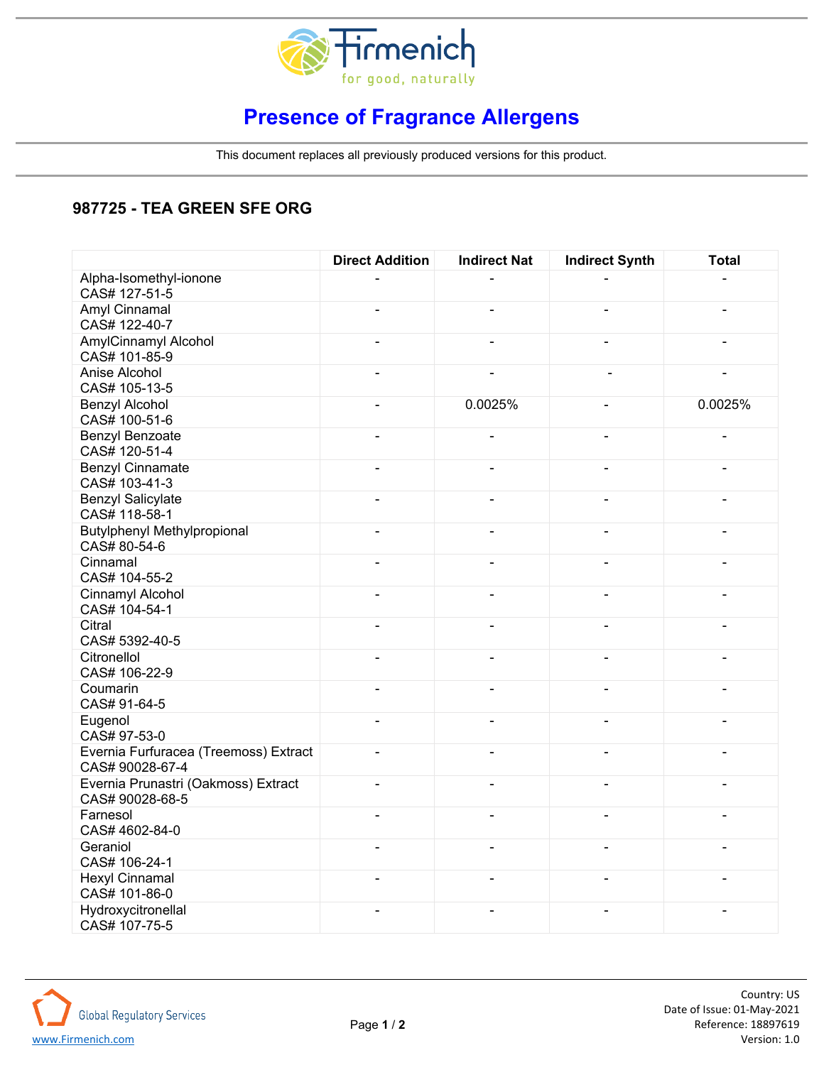# Presence of Fragrance Allergens

This document replaces all previously produced versions for this product.

## 987725 - TEA GREEN SFE ORG

| | Direct Addition | Indirect Nat | Indirect Synth | Total |
|---|---|---|---|---|
| Alpha-Isomethyl-ionone<br>CAS# 127-51-5 | - | - | - | - |
| Amyl Cinnamal<br>CAS# 122-40-7 | - | - | - | - |
| AmylCinnamyl Alcohol<br>CAS# 101-85-9 | - | - | - | - |
| Anise Alcohol<br>CAS# 105-13-5 | - | - | - | - |
| Benzyl Alcohol<br>CAS# 100-51-6 | - | 0.0025% | - | 0.0025% |
| Benzyl Benzoate<br>CAS# 120-51-4 | - | - | - | - |
| Benzyl Cinnamate<br>CAS# 103-41-3 | - | - | - | - |
| Benzyl Salicylate<br>CAS# 118-58-1 | - | - | - | - |
| Butylphenyl Methylpropional<br>CAS# 80-54-6 | - | - | - | - |
| Cinnamal<br>CAS# 104-55-2 | - | - | - | - |
| Cinnamyl Alcohol<br>CAS# 104-54-1 | - | - | - | - |
| Citral<br>CAS# 5392-40-5 | - | - | - | - |
| Citronellol<br>CAS# 106-22-9 | - | - | - | - |
| Coumarin<br>CAS# 91-64-5 | - | - | - | - |
| Eugenol<br>CAS# 97-53-0 | - | - | - | - |
| Evernia Furfuracea (Treemoss) Extract<br>CAS# 90028-67-4 | - | - | - | - |
| Evernia Prunastri (Oakmoss) Extract<br>CAS# 90028-68-5 | - | - | - | - |
| Farnesol<br>CAS# 4602-84-0 | - | - | - | - |
| Geraniol<br>CAS# 106-24-1 | - | - | - | - |
| Hexyl Cinnamal<br>CAS# 101-86-0 | - | - | - | - |
| Hydroxycitronellal<br>CAS# 107-75-5 | - | - | - | - |

Global Regulatory Services
www.Firmenich.com

Country: US
Date of Issue: 01-May-2021
Reference: 18897619
Version: 1.0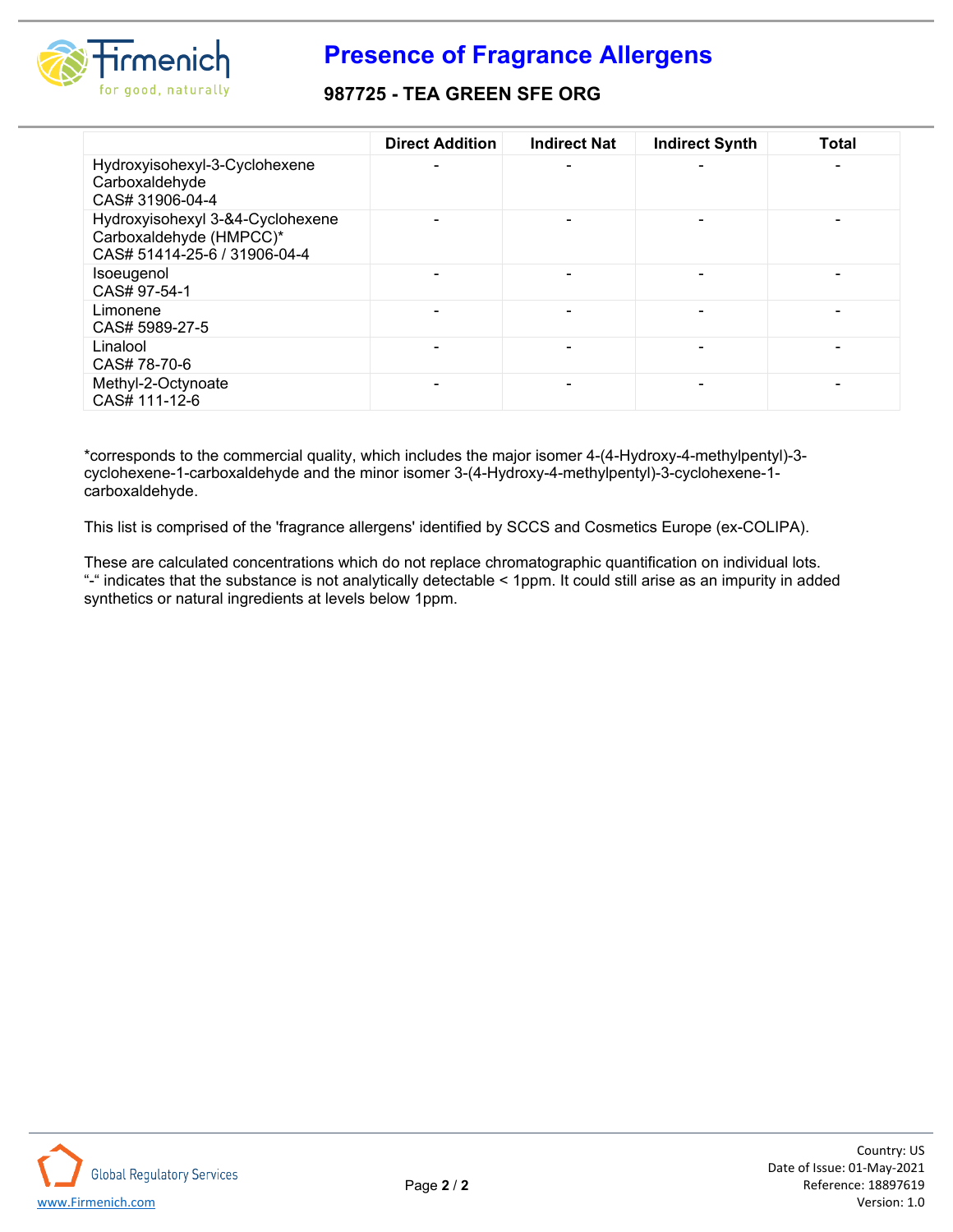# Presence of Fragrance Allergens

## 987725 - TEA GREEN SFE ORG

| | Direct Addition | Indirect Nat | Indirect Synth | Total |
|---|---|---|---|---|
| Hydroxyisohexyl-3-Cyclohexene Carboxaldehyde<br>CAS# 31906-04-4 | - | - | - | - |
| Hydroxyisohexyl 3-&4-Cyclohexene Carboxaldehyde (HMPCC)*<br>CAS# 51414-25-6 / 31906-04-4 | - | - | - | - |
| Isoeugenol<br>CAS# 97-54-1 | - | - | - | - |
| Limonene<br>CAS# 5989-27-5 | - | - | - | - |
| Linalool<br>CAS# 78-70-6 | - | - | - | - |
| Methyl-2-Octynoate<br>CAS# 111-12-6 | - | - | - | - |

*corresponds to the commercial quality, which includes the major isomer 4-(4-Hydroxy-4-methylpentyl)-3-cyclohexene-1-carboxaldehyde and the minor isomer 3-(4-Hydroxy-4-methylpentyl)-3-cyclohexene-1-carboxaldehyde.

This list is comprised of the 'fragrance allergens' identified by SCCS and Cosmetics Europe (ex-COLIPA).

These are calculated concentrations which do not replace chromatographic quantification on individual lots.
"-" indicates that the substance is not analytically detectable < 1ppm. It could still arise as an impurity in added synthetics or natural ingredients at levels below 1ppm.

Global Regulatory Services
www.Firmenich.com

Country: US
Date of Issue: 01-May-2021
Reference: 18897619
Version: 1.0